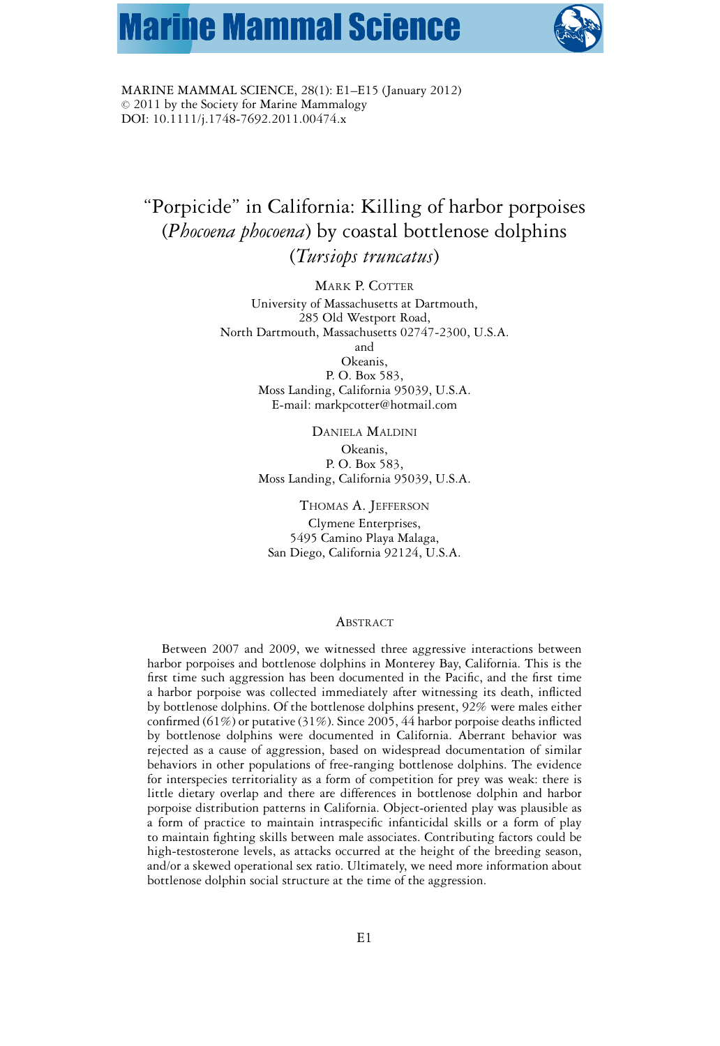MARINE MAMMAL SCIENCE, 28(1): E1–E15 (January 2012)
© 2011 by the Society for Marine Mammalogy
DOI: 10.1111/j.1748-7692.2011.00474.x

# "Porpicide" in California: Killing of harbor porpoises (*Phocoena phocoena*) by coastal bottlenose dolphins (*Tursiops truncatus*)

MARK P. COTTER
University of Massachusetts at Dartmouth,
285 Old Westport Road,
North Dartmouth, Massachusetts 02747-2300, U.S.A.
and
Okeanis,
P. O. Box 583,
Moss Landing, California 95039, U.S.A.
E-mail: markpcotter@hotmail.com

DANIELA MALDINI
Okeanis,
P. O. Box 583,
Moss Landing, California 95039, U.S.A.

THOMAS A. JEFFERSON
Clymene Enterprises,
5495 Camino Playa Malaga,
San Diego, California 92124, U.S.A.

## ABSTRACT

Between 2007 and 2009, we witnessed three aggressive interactions between harbor porpoises and bottlenose dolphins in Monterey Bay, California. This is the first time such aggression has been documented in the Pacific, and the first time a harbor porpoise was collected immediately after witnessing its death, inflicted by bottlenose dolphins. Of the bottlenose dolphins present, 92% were males either confirmed (61%) or putative (31%). Since 2005, 44 harbor porpoise deaths inflicted by bottlenose dolphins were documented in California. Aberrant behavior was rejected as a cause of aggression, based on widespread documentation of similar behaviors in other populations of free-ranging bottlenose dolphins. The evidence for interspecies territoriality as a form of competition for prey was weak: there is little dietary overlap and there are differences in bottlenose dolphin and harbor porpoise distribution patterns in California. Object-oriented play was plausible as a form of practice to maintain intraspecific infanticidal skills or a form of play to maintain fighting skills between male associates. Contributing factors could be high-testosterone levels, as attacks occurred at the height of the breeding season, and/or a skewed operational sex ratio. Ultimately, we need more information about bottlenose dolphin social structure at the time of the aggression.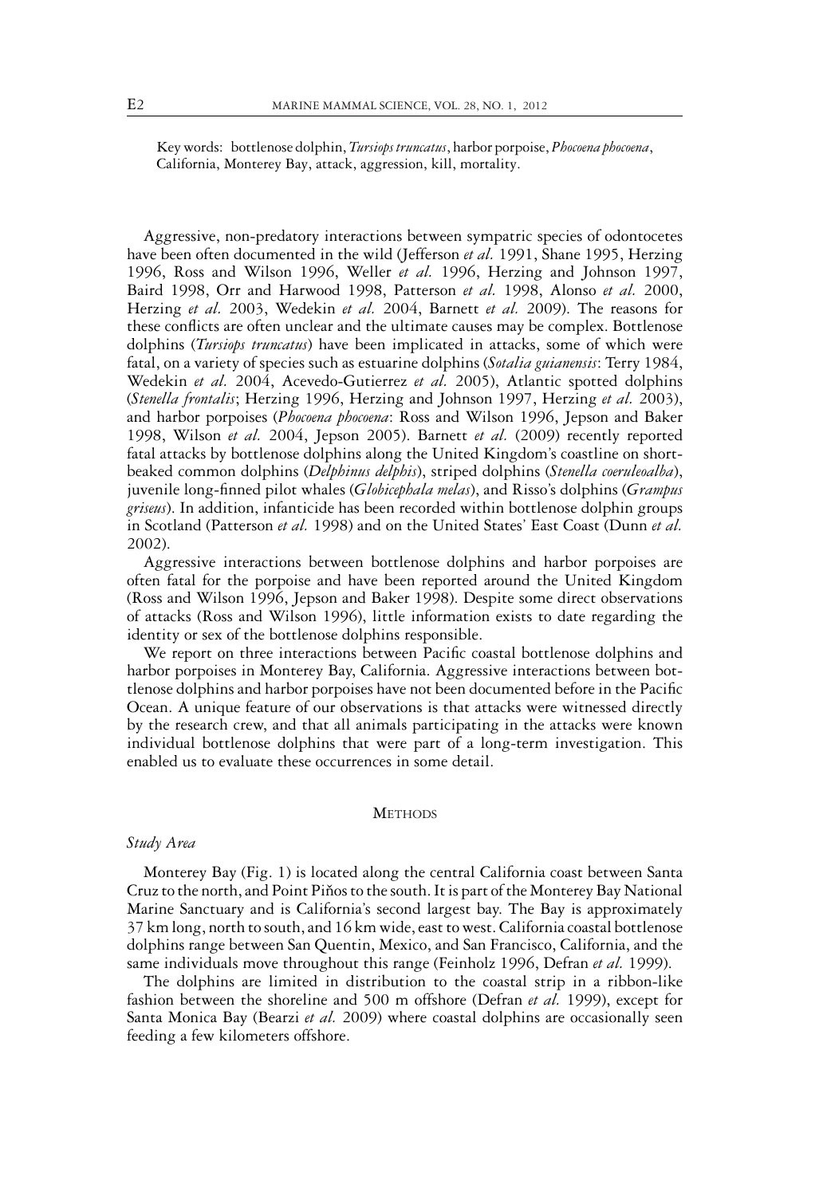Key words: bottlenose dolphin, *Tursiops truncatus*, harbor porpoise, *Phocoena phocoena*, California, Monterey Bay, attack, aggression, kill, mortality.

Aggressive, non-predatory interactions between sympatric species of odontocetes have been often documented in the wild (Jefferson *et al.* 1991, Shane 1995, Herzing 1996, Ross and Wilson 1996, Weller *et al.* 1996, Herzing and Johnson 1997, Baird 1998, Orr and Harwood 1998, Patterson *et al.* 1998, Alonso *et al.* 2000, Herzing *et al.* 2003, Wedekin *et al.* 2004, Barnett *et al.* 2009). The reasons for these conflicts are often unclear and the ultimate causes may be complex. Bottlenose dolphins (*Tursiops truncatus*) have been implicated in attacks, some of which were fatal, on a variety of species such as estuarine dolphins (*Sotalia guianensis*: Terry 1984, Wedekin *et al.* 2004, Acevedo-Gutierrez *et al.* 2005), Atlantic spotted dolphins (*Stenella frontalis*; Herzing 1996, Herzing and Johnson 1997, Herzing *et al.* 2003), and harbor porpoises (*Phocoena phocoena*: Ross and Wilson 1996, Jepson and Baker 1998, Wilson *et al.* 2004, Jepson 2005). Barnett *et al.* (2009) recently reported fatal attacks by bottlenose dolphins along the United Kingdom's coastline on short-beaked common dolphins (*Delphinus delphis*), striped dolphins (*Stenella coeruleoalba*), juvenile long-finned pilot whales (*Globicephala melas*), and Risso's dolphins (*Grampus griseus*). In addition, infanticide has been recorded within bottlenose dolphin groups in Scotland (Patterson *et al.* 1998) and on the United States' East Coast (Dunn *et al.* 2002).

Aggressive interactions between bottlenose dolphins and harbor porpoises are often fatal for the porpoise and have been reported around the United Kingdom (Ross and Wilson 1996, Jepson and Baker 1998). Despite some direct observations of attacks (Ross and Wilson 1996), little information exists to date regarding the identity or sex of the bottlenose dolphins responsible.

We report on three interactions between Pacific coastal bottlenose dolphins and harbor porpoises in Monterey Bay, California. Aggressive interactions between bottlenose dolphins and harbor porpoises have not been documented before in the Pacific Ocean. A unique feature of our observations is that attacks were witnessed directly by the research crew, and that all animals participating in the attacks were known individual bottlenose dolphins that were part of a long-term investigation. This enabled us to evaluate these occurrences in some detail.

## Methods

### *Study Area*

Monterey Bay (Fig. 1) is located along the central California coast between Santa Cruz to the north, and Point Piňos to the south. It is part of the Monterey Bay National Marine Sanctuary and is California's second largest bay. The Bay is approximately 37 km long, north to south, and 16 km wide, east to west. California coastal bottlenose dolphins range between San Quentin, Mexico, and San Francisco, California, and the same individuals move throughout this range (Feinholz 1996, Defran *et al.* 1999).

The dolphins are limited in distribution to the coastal strip in a ribbon-like fashion between the shoreline and 500 m offshore (Defran *et al.* 1999), except for Santa Monica Bay (Bearzi *et al.* 2009) where coastal dolphins are occasionally seen feeding a few kilometers offshore.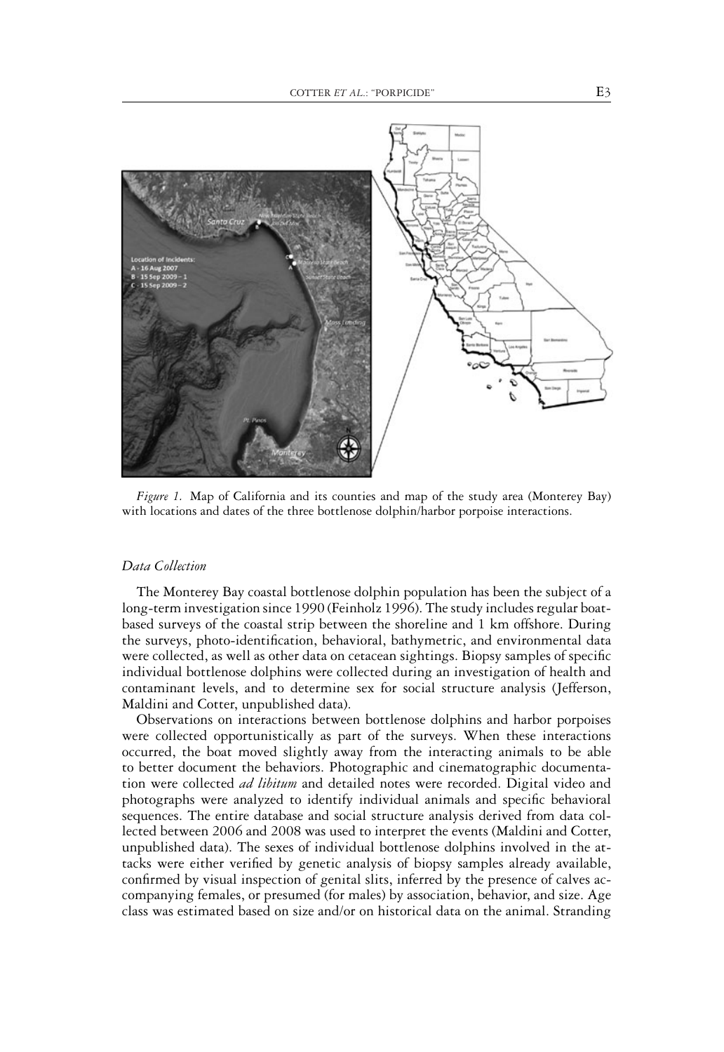*Figure 1.* Map of California and its counties and map of the study area (Monterey Bay) with locations and dates of the three bottlenose dolphin/harbor porpoise interactions.

### *Data Collection*

The Monterey Bay coastal bottlenose dolphin population has been the subject of a long-term investigation since 1990 (Feinholz 1996). The study includes regular boat-based surveys of the coastal strip between the shoreline and 1 km offshore. During the surveys, photo-identification, behavioral, bathymetric, and environmental data were collected, as well as other data on cetacean sightings. Biopsy samples of specific individual bottlenose dolphins were collected during an investigation of health and contaminant levels, and to determine sex for social structure analysis (Jefferson, Maldini and Cotter, unpublished data).

Observations on interactions between bottlenose dolphins and harbor porpoises were collected opportunistically as part of the surveys. When these interactions occurred, the boat moved slightly away from the interacting animals to be able to better document the behaviors. Photographic and cinematographic documentation were collected *ad libitum* and detailed notes were recorded. Digital video and photographs were analyzed to identify individual animals and specific behavioral sequences. The entire database and social structure analysis derived from data collected between 2006 and 2008 was used to interpret the events (Maldini and Cotter, unpublished data). The sexes of individual bottlenose dolphins involved in the attacks were either verified by genetic analysis of biopsy samples already available, confirmed by visual inspection of genital slits, inferred by the presence of calves accompanying females, or presumed (for males) by association, behavior, and size. Age class was estimated based on size and/or on historical data on the animal. Stranding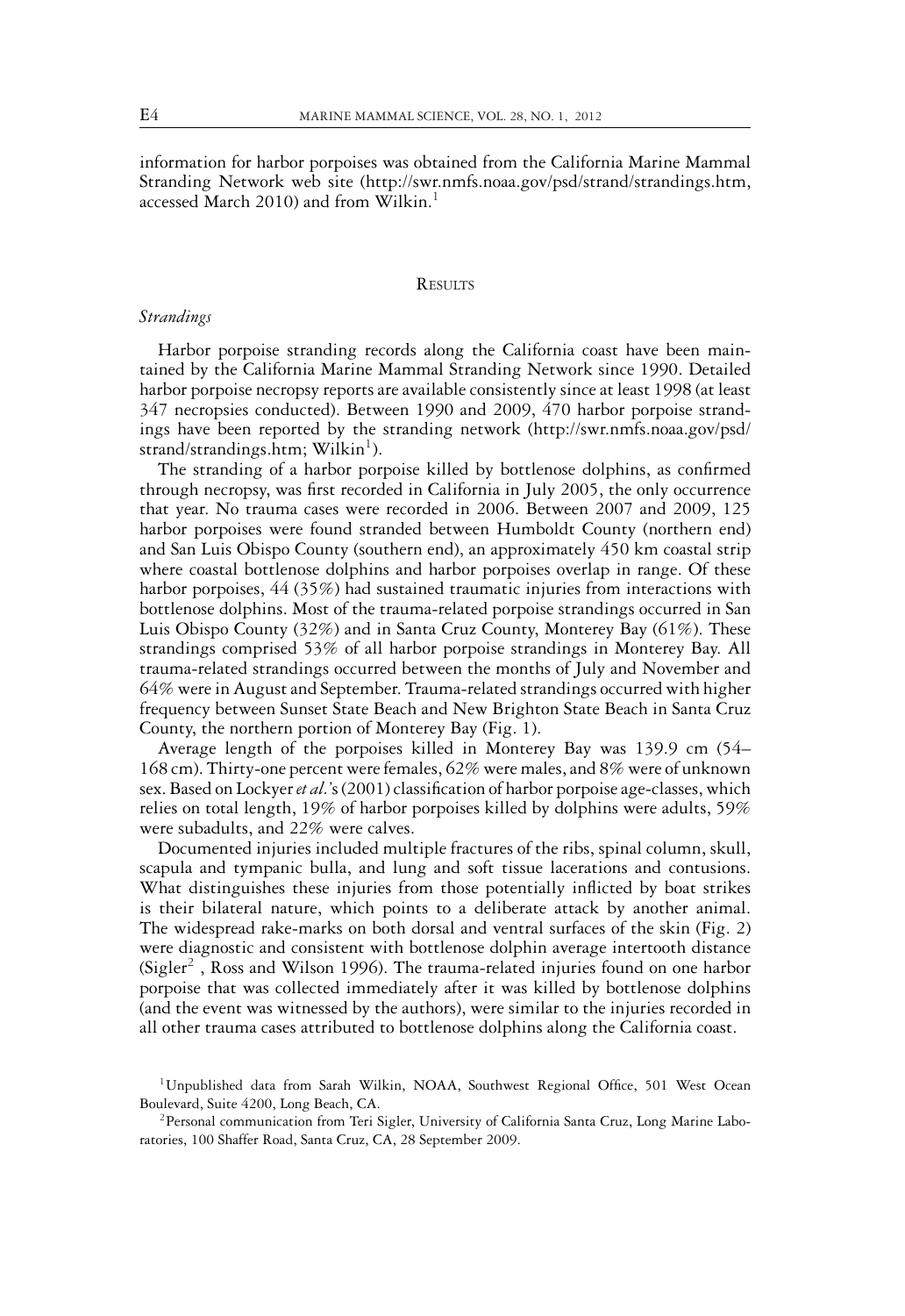information for harbor porpoises was obtained from the California Marine Mammal Stranding Network web site (http://swr.nmfs.noaa.gov/psd/strand/strandings.htm, accessed March 2010) and from Wilkin.[1]

## Results

### *Strandings*

Harbor porpoise stranding records along the California coast have been maintained by the California Marine Mammal Stranding Network since 1990. Detailed harbor porpoise necropsy reports are available consistently since at least 1998 (at least 347 necropsies conducted). Between 1990 and 2009, 470 harbor porpoise strandings have been reported by the stranding network (http://swr.nmfs.noaa.gov/psd/strand/strandings.htm; Wilkin[1]).

The stranding of a harbor porpoise killed by bottlenose dolphins, as confirmed through necropsy, was first recorded in California in July 2005, the only occurrence that year. No trauma cases were recorded in 2006. Between 2007 and 2009, 125 harbor porpoises were found stranded between Humboldt County (northern end) and San Luis Obispo County (southern end), an approximately 450 km coastal strip where coastal bottlenose dolphins and harbor porpoises overlap in range. Of these harbor porpoises, 44 (35%) had sustained traumatic injuries from interactions with bottlenose dolphins. Most of the trauma-related porpoise strandings occurred in San Luis Obispo County (32%) and in Santa Cruz County, Monterey Bay (61%). These strandings comprised 53% of all harbor porpoise strandings in Monterey Bay. All trauma-related strandings occurred between the months of July and November and 64% were in August and September. Trauma-related strandings occurred with higher frequency between Sunset State Beach and New Brighton State Beach in Santa Cruz County, the northern portion of Monterey Bay (Fig. 1).

Average length of the porpoises killed in Monterey Bay was 139.9 cm (54–168 cm). Thirty-one percent were females, 62% were males, and 8% were of unknown sex. Based on Lockyer *et al.*'s (2001) classification of harbor porpoise age-classes, which relies on total length, 19% of harbor porpoises killed by dolphins were adults, 59% were subadults, and 22% were calves.

Documented injuries included multiple fractures of the ribs, spinal column, skull, scapula and tympanic bulla, and lung and soft tissue lacerations and contusions. What distinguishes these injuries from those potentially inflicted by boat strikes is their bilateral nature, which points to a deliberate attack by another animal. The widespread rake-marks on both dorsal and ventral surfaces of the skin (Fig. 2) were diagnostic and consistent with bottlenose dolphin average intertooth distance (Sigler[2], Ross and Wilson 1996). The trauma-related injuries found on one harbor porpoise that was collected immediately after it was killed by bottlenose dolphins (and the event was witnessed by the authors), were similar to the injuries recorded in all other trauma cases attributed to bottlenose dolphins along the California coast.

[1]Unpublished data from Sarah Wilkin, NOAA, Southwest Regional Office, 501 West Ocean Boulevard, Suite 4200, Long Beach, CA.

[2]Personal communication from Teri Sigler, University of California Santa Cruz, Long Marine Laboratories, 100 Shaffer Road, Santa Cruz, CA, 28 September 2009.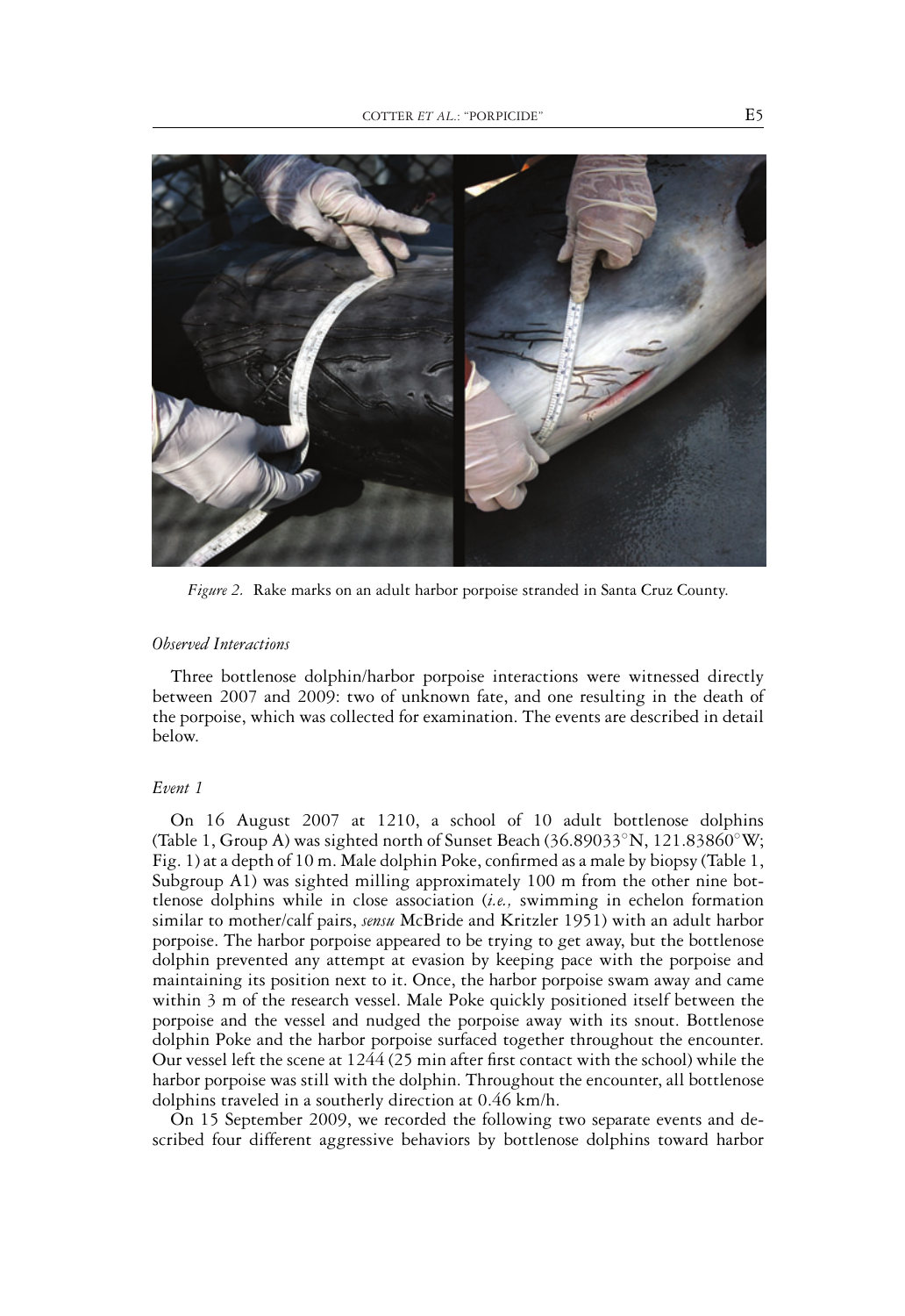*Figure 2.* Rake marks on an adult harbor porpoise stranded in Santa Cruz County.

### *Observed Interactions*

Three bottlenose dolphin/harbor porpoise interactions were witnessed directly between 2007 and 2009: two of unknown fate, and one resulting in the death of the porpoise, which was collected for examination. The events are described in detail below.

### *Event 1*

On 16 August 2007 at 1210, a school of 10 adult bottlenose dolphins (Table 1, Group A) was sighted north of Sunset Beach (36.89033°N, 121.83860°W; Fig. 1) at a depth of 10 m. Male dolphin Poke, confirmed as a male by biopsy (Table 1, Subgroup A1) was sighted milling approximately 100 m from the other nine bottlenose dolphins while in close association (*i.e.,* swimming in echelon formation similar to mother/calf pairs, *sensu* McBride and Kritzler 1951) with an adult harbor porpoise. The harbor porpoise appeared to be trying to get away, but the bottlenose dolphin prevented any attempt at evasion by keeping pace with the porpoise and maintaining its position next to it. Once, the harbor porpoise swam away and came within 3 m of the research vessel. Male Poke quickly positioned itself between the porpoise and the vessel and nudged the porpoise away with its snout. Bottlenose dolphin Poke and the harbor porpoise surfaced together throughout the encounter. Our vessel left the scene at 1244 (25 min after first contact with the school) while the harbor porpoise was still with the dolphin. Throughout the encounter, all bottlenose dolphins traveled in a southerly direction at 0.46 km/h.

On 15 September 2009, we recorded the following two separate events and described four different aggressive behaviors by bottlenose dolphins toward harbor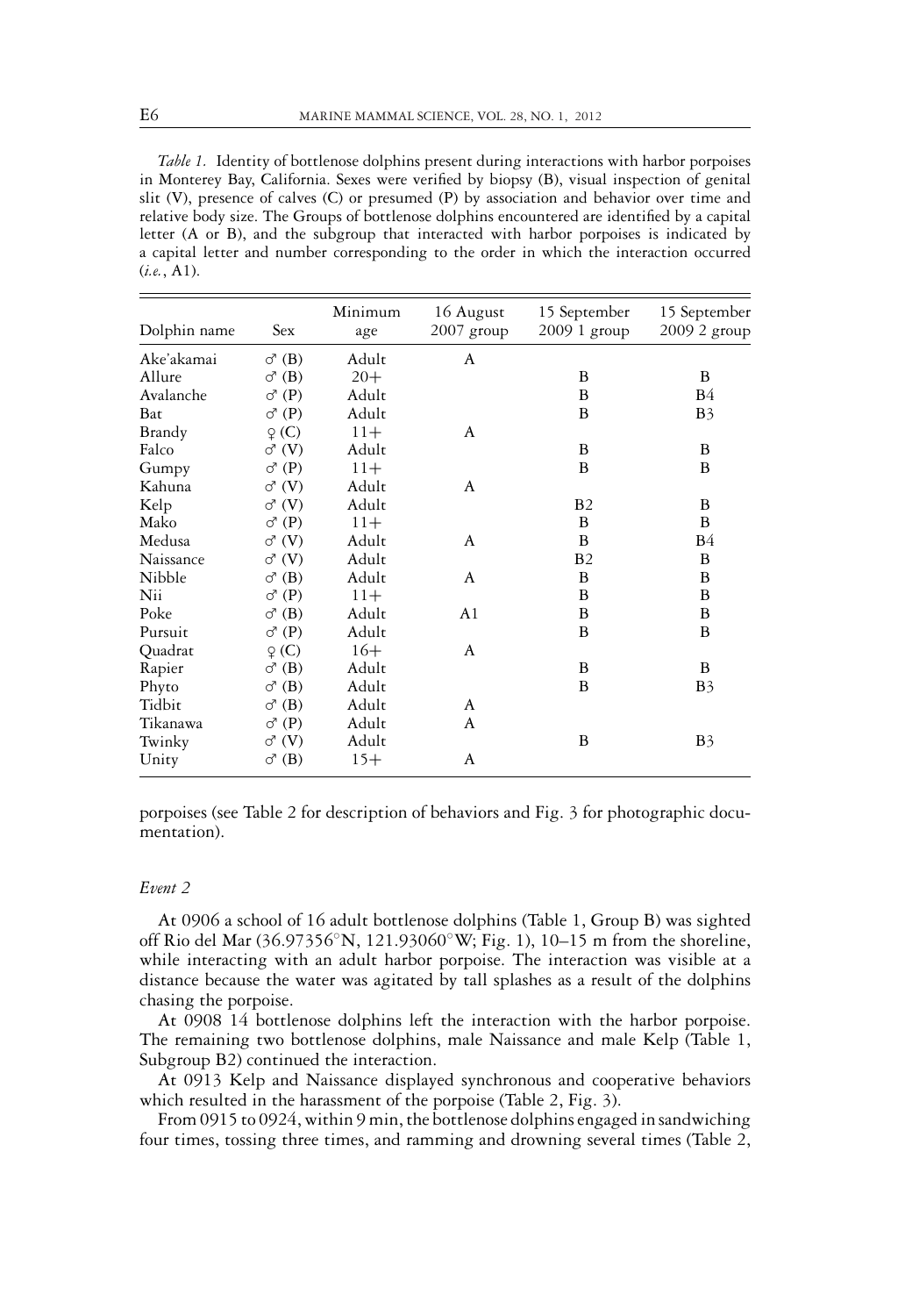*Table 1.* Identity of bottlenose dolphins present during interactions with harbor porpoises in Monterey Bay, California. Sexes were verified by biopsy (B), visual inspection of genital slit (V), presence of calves (C) or presumed (P) by association and behavior over time and relative body size. The Groups of bottlenose dolphins encountered are identified by a capital letter (A or B), and the subgroup that interacted with harbor porpoises is indicated by a capital letter and number corresponding to the order in which the interaction occurred (*i.e.*, A1).

| Dolphin name | Sex | Minimum age | 16 August 2007 group | 15 September 2009 1 group | 15 September 2009 2 group |
|---|---|---|---|---|---|
| Ake'akamai | ♂ (B) | Adult | A | | |
| Allure | ♂ (B) | 20+ | | B | B |
| Avalanche | ♂ (P) | Adult | | B | B4 |
| Bat | ♂ (P) | Adult | | B | B3 |
| Brandy | ♀ (C) | 11+ | A | | |
| Falco | ♂ (V) | Adult | | B | B |
| Gumpy | ♂ (P) | 11+ | | B | B |
| Kahuna | ♂ (V) | Adult | A | | |
| Kelp | ♂ (V) | Adult | | B2 | B |
| Mako | ♂ (P) | 11+ | | B | B |
| Medusa | ♂ (V) | Adult | A | B | B4 |
| Naissance | ♂ (V) | Adult | | B2 | B |
| Nibble | ♂ (B) | Adult | A | B | B |
| Nii | ♂ (P) | 11+ | | B | B |
| Poke | ♂ (B) | Adult | A1 | B | B |
| Pursuit | ♂ (P) | Adult | | B | B |
| Quadrat | ♀ (C) | 16+ | A | | |
| Rapier | ♂ (B) | Adult | | B | B |
| Phyto | ♂ (B) | Adult | | B | B3 |
| Tidbit | ♂ (B) | Adult | A | | |
| Tikanawa | ♂ (P) | Adult | A | | |
| Twinky | ♂ (V) | Adult | | B | B3 |
| Unity | ♂ (B) | 15+ | A | | |

porpoises (see Table 2 for description of behaviors and Fig. 3 for photographic documentation).

### *Event 2*

At 0906 a school of 16 adult bottlenose dolphins (Table 1, Group B) was sighted off Rio del Mar (36.97356°N, 121.93060°W; Fig. 1), 10–15 m from the shoreline, while interacting with an adult harbor porpoise. The interaction was visible at a distance because the water was agitated by tall splashes as a result of the dolphins chasing the porpoise.

At 0908 14 bottlenose dolphins left the interaction with the harbor porpoise. The remaining two bottlenose dolphins, male Naissance and male Kelp (Table 1, Subgroup B2) continued the interaction.

At 0913 Kelp and Naissance displayed synchronous and cooperative behaviors which resulted in the harassment of the porpoise (Table 2, Fig. 3).

From 0915 to 0924, within 9 min, the bottlenose dolphins engaged in sandwiching four times, tossing three times, and ramming and drowning several times (Table 2,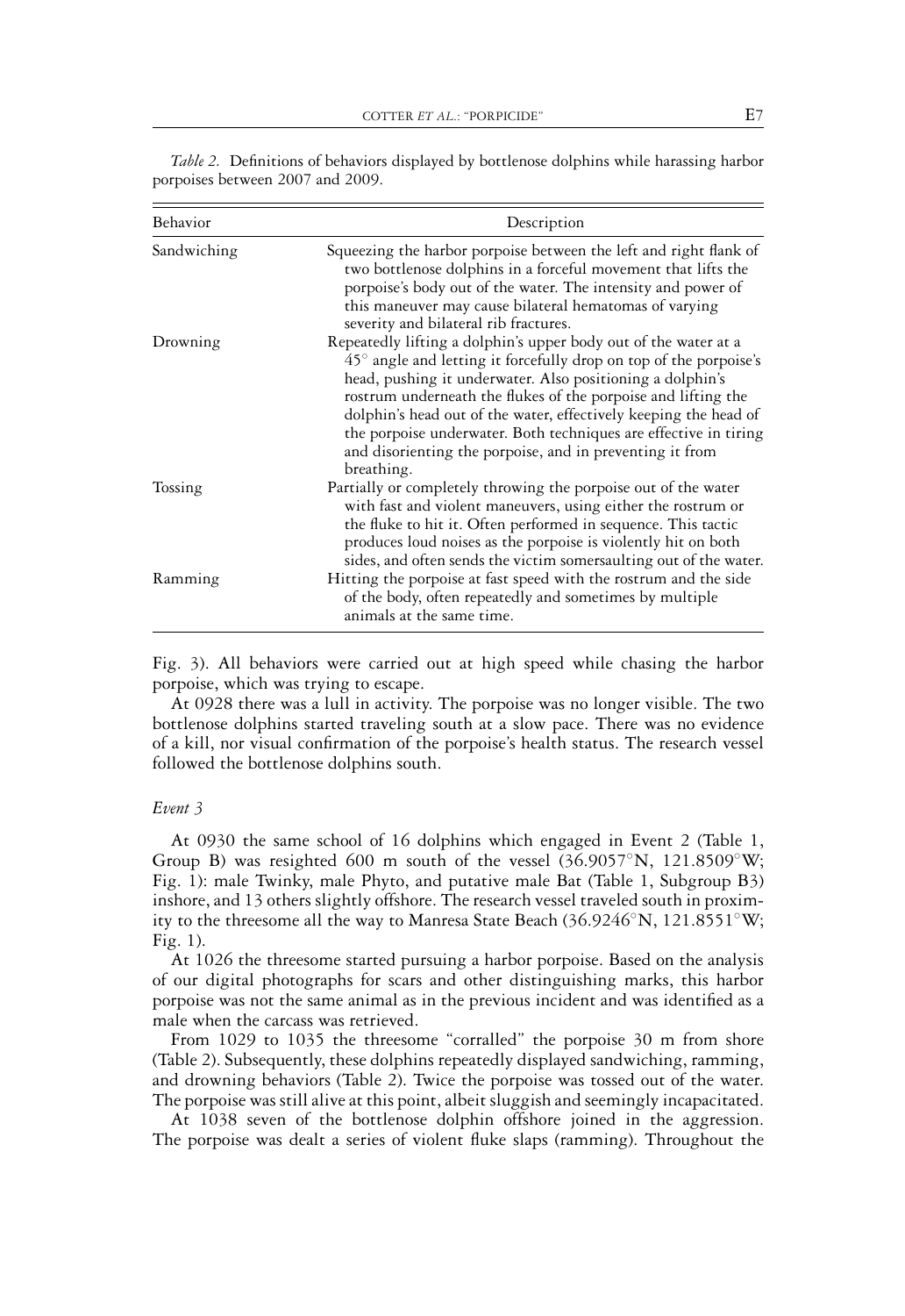*Table 2.* Definitions of behaviors displayed by bottlenose dolphins while harassing harbor porpoises between 2007 and 2009.

| Behavior | Description |
|---|---|
| Sandwiching | Squeezing the harbor porpoise between the left and right flank of two bottlenose dolphins in a forceful movement that lifts the porpoise's body out of the water. The intensity and power of this maneuver may cause bilateral hematomas of varying severity and bilateral rib fractures. |
| Drowning | Repeatedly lifting a dolphin's upper body out of the water at a 45° angle and letting it forcefully drop on top of the porpoise's head, pushing it underwater. Also positioning a dolphin's rostrum underneath the flukes of the porpoise and lifting the dolphin's head out of the water, effectively keeping the head of the porpoise underwater. Both techniques are effective in tiring and disorienting the porpoise, and in preventing it from breathing. |
| Tossing | Partially or completely throwing the porpoise out of the water with fast and violent maneuvers, using either the rostrum or the fluke to hit it. Often performed in sequence. This tactic produces loud noises as the porpoise is violently hit on both sides, and often sends the victim somersaulting out of the water. |
| Ramming | Hitting the porpoise at fast speed with the rostrum and the side of the body, often repeatedly and sometimes by multiple animals at the same time. |

Fig. 3). All behaviors were carried out at high speed while chasing the harbor porpoise, which was trying to escape.

At 0928 there was a lull in activity. The porpoise was no longer visible. The two bottlenose dolphins started traveling south at a slow pace. There was no evidence of a kill, nor visual confirmation of the porpoise's health status. The research vessel followed the bottlenose dolphins south.

*Event 3*

At 0930 the same school of 16 dolphins which engaged in Event 2 (Table 1, Group B) was resighted 600 m south of the vessel (36.9057°N, 121.8509°W; Fig. 1): male Twinky, male Phyto, and putative male Bat (Table 1, Subgroup B3) inshore, and 13 others slightly offshore. The research vessel traveled south in proximity to the threesome all the way to Manresa State Beach (36.9246°N, 121.8551°W; Fig. 1).

At 1026 the threesome started pursuing a harbor porpoise. Based on the analysis of our digital photographs for scars and other distinguishing marks, this harbor porpoise was not the same animal as in the previous incident and was identified as a male when the carcass was retrieved.

From 1029 to 1035 the threesome "corralled" the porpoise 30 m from shore (Table 2). Subsequently, these dolphins repeatedly displayed sandwiching, ramming, and drowning behaviors (Table 2). Twice the porpoise was tossed out of the water. The porpoise was still alive at this point, albeit sluggish and seemingly incapacitated.

At 1038 seven of the bottlenose dolphin offshore joined in the aggression. The porpoise was dealt a series of violent fluke slaps (ramming). Throughout the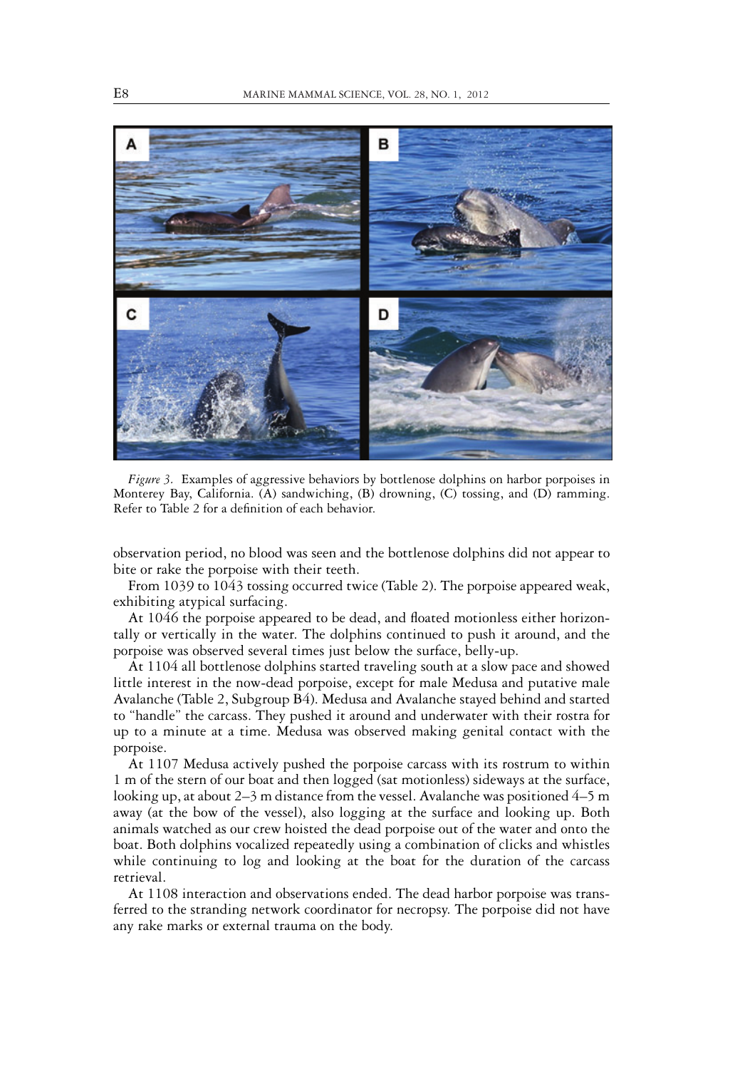*Figure 3.* Examples of aggressive behaviors by bottlenose dolphins on harbor porpoises in Monterey Bay, California. (A) sandwiching, (B) drowning, (C) tossing, and (D) ramming. Refer to Table 2 for a definition of each behavior.

observation period, no blood was seen and the bottlenose dolphins did not appear to bite or rake the porpoise with their teeth.

From 1039 to 1043 tossing occurred twice (Table 2). The porpoise appeared weak, exhibiting atypical surfacing.

At 1046 the porpoise appeared to be dead, and floated motionless either horizontally or vertically in the water. The dolphins continued to push it around, and the porpoise was observed several times just below the surface, belly-up.

At 1104 all bottlenose dolphins started traveling south at a slow pace and showed little interest in the now-dead porpoise, except for male Medusa and putative male Avalanche (Table 2, Subgroup B4). Medusa and Avalanche stayed behind and started to "handle" the carcass. They pushed it around and underwater with their rostra for up to a minute at a time. Medusa was observed making genital contact with the porpoise.

At 1107 Medusa actively pushed the porpoise carcass with its rostrum to within 1 m of the stern of our boat and then logged (sat motionless) sideways at the surface, looking up, at about 2–3 m distance from the vessel. Avalanche was positioned 4–5 m away (at the bow of the vessel), also logging at the surface and looking up. Both animals watched as our crew hoisted the dead porpoise out of the water and onto the boat. Both dolphins vocalized repeatedly using a combination of clicks and whistles while continuing to log and looking at the boat for the duration of the carcass retrieval.

At 1108 interaction and observations ended. The dead harbor porpoise was transferred to the stranding network coordinator for necropsy. The porpoise did not have any rake marks or external trauma on the body.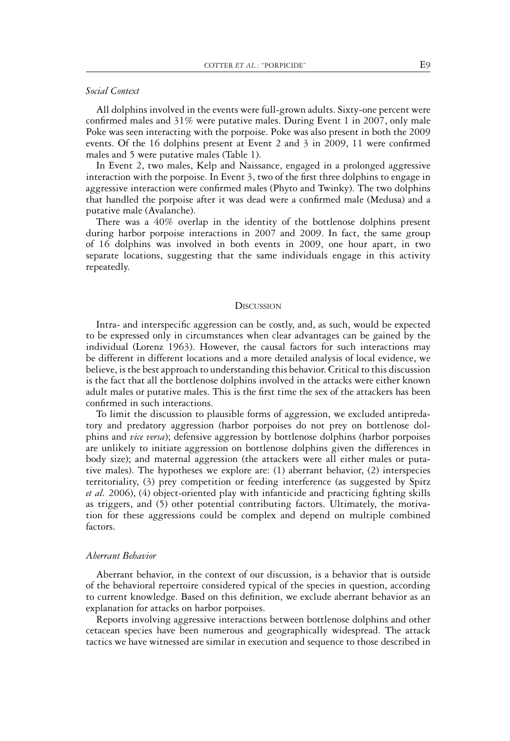*Social Context*

All dolphins involved in the events were full-grown adults. Sixty-one percent were confirmed males and 31% were putative males. During Event 1 in 2007, only male Poke was seen interacting with the porpoise. Poke was also present in both the 2009 events. Of the 16 dolphins present at Event 2 and 3 in 2009, 11 were confirmed males and 5 were putative males (Table 1).

In Event 2, two males, Kelp and Naissance, engaged in a prolonged aggressive interaction with the porpoise. In Event 3, two of the first three dolphins to engage in aggressive interaction were confirmed males (Phyto and Twinky). The two dolphins that handled the porpoise after it was dead were a confirmed male (Medusa) and a putative male (Avalanche).

There was a 40% overlap in the identity of the bottlenose dolphins present during harbor porpoise interactions in 2007 and 2009. In fact, the same group of 16 dolphins was involved in both events in 2009, one hour apart, in two separate locations, suggesting that the same individuals engage in this activity repeatedly.

## Discussion

Intra- and interspecific aggression can be costly, and, as such, would be expected to be expressed only in circumstances when clear advantages can be gained by the individual (Lorenz 1963). However, the causal factors for such interactions may be different in different locations and a more detailed analysis of local evidence, we believe, is the best approach to understanding this behavior. Critical to this discussion is the fact that all the bottlenose dolphins involved in the attacks were either known adult males or putative males. This is the first time the sex of the attackers has been confirmed in such interactions.

To limit the discussion to plausible forms of aggression, we excluded antipredatory and predatory aggression (harbor porpoises do not prey on bottlenose dolphins and *vice versa*); defensive aggression by bottlenose dolphins (harbor porpoises are unlikely to initiate aggression on bottlenose dolphins given the differences in body size); and maternal aggression (the attackers were all either males or putative males). The hypotheses we explore are: (1) aberrant behavior, (2) interspecies territoriality, (3) prey competition or feeding interference (as suggested by Spitz *et al.* 2006), (4) object-oriented play with infanticide and practicing fighting skills as triggers, and (5) other potential contributing factors. Ultimately, the motivation for these aggressions could be complex and depend on multiple combined factors.

*Aberrant Behavior*

Aberrant behavior, in the context of our discussion, is a behavior that is outside of the behavioral repertoire considered typical of the species in question, according to current knowledge. Based on this definition, we exclude aberrant behavior as an explanation for attacks on harbor porpoises.

Reports involving aggressive interactions between bottlenose dolphins and other cetacean species have been numerous and geographically widespread. The attack tactics we have witnessed are similar in execution and sequence to those described in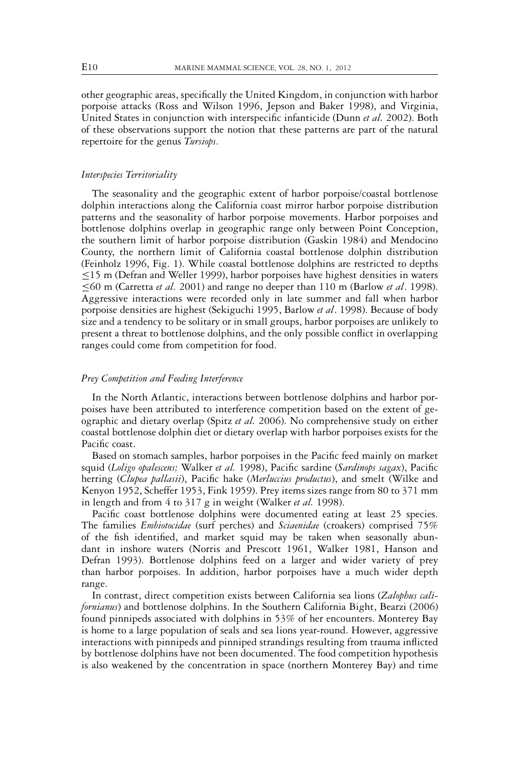other geographic areas, specifically the United Kingdom, in conjunction with harbor porpoise attacks (Ross and Wilson 1996, Jepson and Baker 1998), and Virginia, United States in conjunction with interspecific infanticide (Dunn *et al.* 2002). Both of these observations support the notion that these patterns are part of the natural repertoire for the genus *Tursiops*.

### *Interspecies Territoriality*

The seasonality and the geographic extent of harbor porpoise/coastal bottlenose dolphin interactions along the California coast mirror harbor porpoise distribution patterns and the seasonality of harbor porpoise movements. Harbor porpoises and bottlenose dolphins overlap in geographic range only between Point Conception, the southern limit of harbor porpoise distribution (Gaskin 1984) and Mendocino County, the northern limit of California coastal bottlenose dolphin distribution (Feinholz 1996, Fig. 1). While coastal bottlenose dolphins are restricted to depths $\leq$15 m (Defran and Weller 1999), harbor porpoises have highest densities in waters $\leq$60 m (Carretta *et al.* 2001) and range no deeper than 110 m (Barlow *et al*. 1998). Aggressive interactions were recorded only in late summer and fall when harbor porpoise densities are highest (Sekiguchi 1995, Barlow *et al*. 1998). Because of body size and a tendency to be solitary or in small groups, harbor porpoises are unlikely to present a threat to bottlenose dolphins, and the only possible conflict in overlapping ranges could come from competition for food.

### *Prey Competition and Feeding Interference*

In the North Atlantic, interactions between bottlenose dolphins and harbor porpoises have been attributed to interference competition based on the extent of geographic and dietary overlap (Spitz *et al.* 2006). No comprehensive study on either coastal bottlenose dolphin diet or dietary overlap with harbor porpoises exists for the Pacific coast.

Based on stomach samples, harbor porpoises in the Pacific feed mainly on market squid (*Loligo opalescens;* Walker *et al.* 1998), Pacific sardine (*Sardinops sagax*), Pacific herring (*Clupea pallasii*), Pacific hake (*Merluccius productus*), and smelt (Wilke and Kenyon 1952, Scheffer 1953, Fink 1959). Prey items sizes range from 80 to 371 mm in length and from 4 to 317 g in weight (Walker *et al.* 1998).

Pacific coast bottlenose dolphins were documented eating at least 25 species. The families *Embiotocidae* (surf perches) and *Sciaenidae* (croakers) comprised 75% of the fish identified, and market squid may be taken when seasonally abundant in inshore waters (Norris and Prescott 1961, Walker 1981, Hanson and Defran 1993). Bottlenose dolphins feed on a larger and wider variety of prey than harbor porpoises. In addition, harbor porpoises have a much wider depth range.

In contrast, direct competition exists between California sea lions (*Zalophus californianus*) and bottlenose dolphins. In the Southern California Bight, Bearzi (2006) found pinnipeds associated with dolphins in 53% of her encounters. Monterey Bay is home to a large population of seals and sea lions year-round. However, aggressive interactions with pinnipeds and pinniped strandings resulting from trauma inflicted by bottlenose dolphins have not been documented. The food competition hypothesis is also weakened by the concentration in space (northern Monterey Bay) and time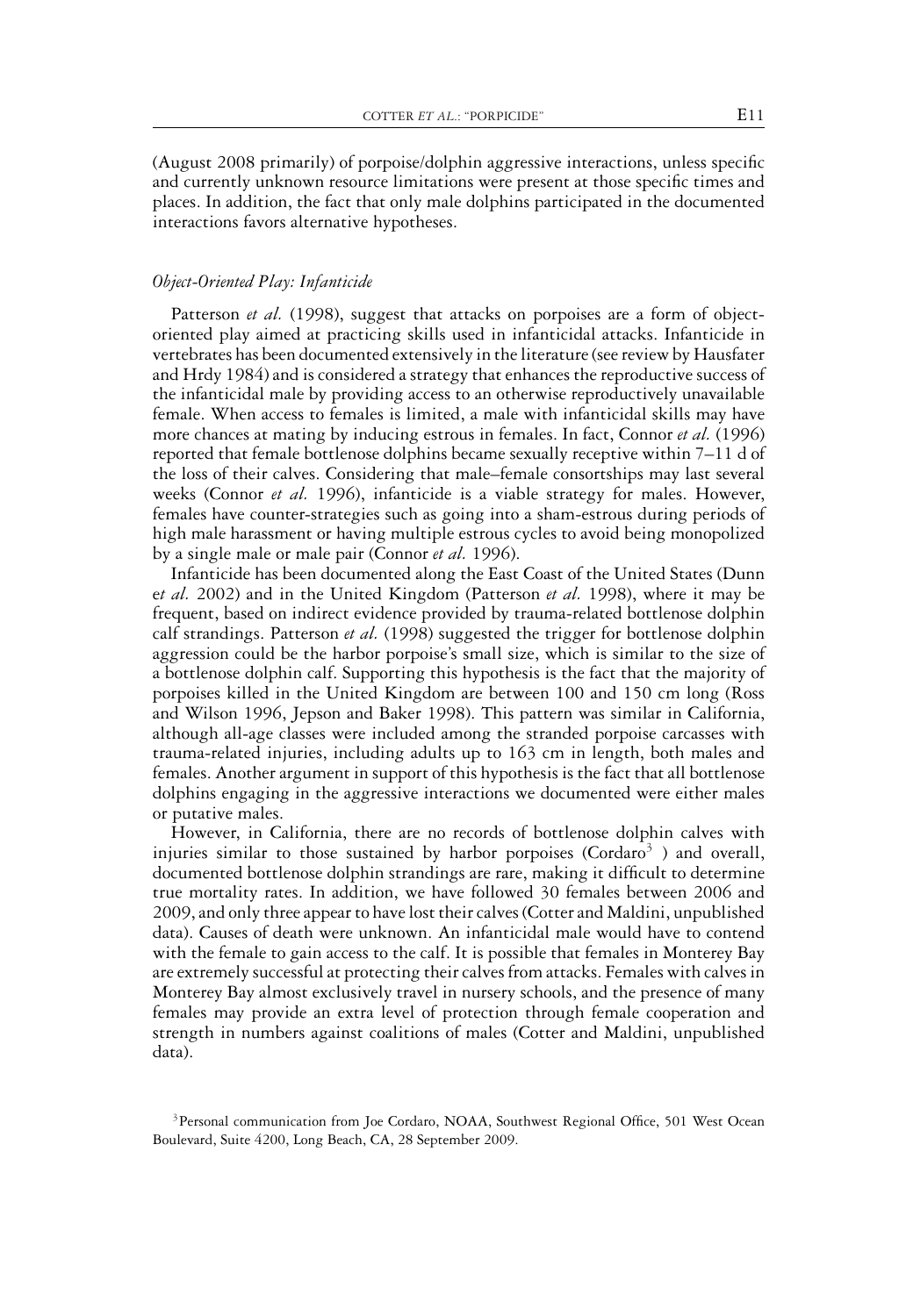(August 2008 primarily) of porpoise/dolphin aggressive interactions, unless specific and currently unknown resource limitations were present at those specific times and places. In addition, the fact that only male dolphins participated in the documented interactions favors alternative hypotheses.

### *Object-Oriented Play: Infanticide*

Patterson *et al.* (1998), suggest that attacks on porpoises are a form of object-oriented play aimed at practicing skills used in infanticidal attacks. Infanticide in vertebrates has been documented extensively in the literature (see review by Hausfater and Hrdy 1984) and is considered a strategy that enhances the reproductive success of the infanticidal male by providing access to an otherwise reproductively unavailable female. When access to females is limited, a male with infanticidal skills may have more chances at mating by inducing estrous in females. In fact, Connor *et al.* (1996) reported that female bottlenose dolphins became sexually receptive within 7–11 d of the loss of their calves. Considering that male–female consortships may last several weeks (Connor *et al.* 1996), infanticide is a viable strategy for males. However, females have counter-strategies such as going into a sham-estrous during periods of high male harassment or having multiple estrous cycles to avoid being monopolized by a single male or male pair (Connor *et al.* 1996).

Infanticide has been documented along the East Coast of the United States (Dunn *et al.* 2002) and in the United Kingdom (Patterson *et al.* 1998), where it may be frequent, based on indirect evidence provided by trauma-related bottlenose dolphin calf strandings. Patterson *et al.* (1998) suggested the trigger for bottlenose dolphin aggression could be the harbor porpoise's small size, which is similar to the size of a bottlenose dolphin calf. Supporting this hypothesis is the fact that the majority of porpoises killed in the United Kingdom are between 100 and 150 cm long (Ross and Wilson 1996, Jepson and Baker 1998). This pattern was similar in California, although all-age classes were included among the stranded porpoise carcasses with trauma-related injuries, including adults up to 163 cm in length, both males and females. Another argument in support of this hypothesis is the fact that all bottlenose dolphins engaging in the aggressive interactions we documented were either males or putative males.

However, in California, there are no records of bottlenose dolphin calves with injuries similar to those sustained by harbor porpoises (Cordaro[3]) and overall, documented bottlenose dolphin strandings are rare, making it difficult to determine true mortality rates. In addition, we have followed 30 females between 2006 and 2009, and only three appear to have lost their calves (Cotter and Maldini, unpublished data). Causes of death were unknown. An infanticidal male would have to contend with the female to gain access to the calf. It is possible that females in Monterey Bay are extremely successful at protecting their calves from attacks. Females with calves in Monterey Bay almost exclusively travel in nursery schools, and the presence of many females may provide an extra level of protection through female cooperation and strength in numbers against coalitions of males (Cotter and Maldini, unpublished data).

[3]Personal communication from Joe Cordaro, NOAA, Southwest Regional Office, 501 West Ocean Boulevard, Suite 4200, Long Beach, CA, 28 September 2009.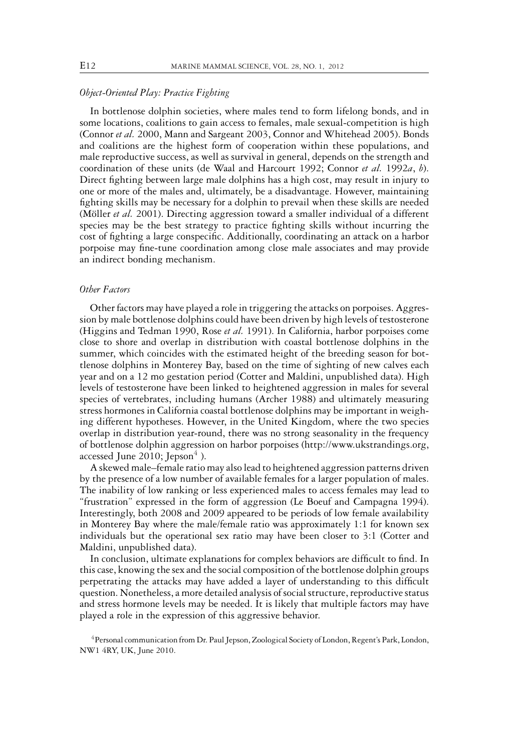### *Object-Oriented Play: Practice Fighting*

In bottlenose dolphin societies, where males tend to form lifelong bonds, and in some locations, coalitions to gain access to females, male sexual-competition is high (Connor *et al.* 2000, Mann and Sargeant 2003, Connor and Whitehead 2005). Bonds and coalitions are the highest form of cooperation within these populations, and male reproductive success, as well as survival in general, depends on the strength and coordination of these units (de Waal and Harcourt 1992; Connor *et al.* 1992*a*, *b*). Direct fighting between large male dolphins has a high cost, may result in injury to one or more of the males and, ultimately, be a disadvantage. However, maintaining fighting skills may be necessary for a dolphin to prevail when these skills are needed (Möller *et al.* 2001). Directing aggression toward a smaller individual of a different species may be the best strategy to practice fighting skills without incurring the cost of fighting a large conspecific. Additionally, coordinating an attack on a harbor porpoise may fine-tune coordination among close male associates and may provide an indirect bonding mechanism.

### *Other Factors*

Other factors may have played a role in triggering the attacks on porpoises. Aggression by male bottlenose dolphins could have been driven by high levels of testosterone (Higgins and Tedman 1990, Rose *et al.* 1991). In California, harbor porpoises come close to shore and overlap in distribution with coastal bottlenose dolphins in the summer, which coincides with the estimated height of the breeding season for bottlenose dolphins in Monterey Bay, based on the time of sighting of new calves each year and on a 12 mo gestation period (Cotter and Maldini, unpublished data). High levels of testosterone have been linked to heightened aggression in males for several species of vertebrates, including humans (Archer 1988) and ultimately measuring stress hormones in California coastal bottlenose dolphins may be important in weighing different hypotheses. However, in the United Kingdom, where the two species overlap in distribution year-round, there was no strong seasonality in the frequency of bottlenose dolphin aggression on harbor porpoises (http://www.ukstrandings.org, accessed June 2010; Jepson[4] ).

A skewed male–female ratio may also lead to heightened aggression patterns driven by the presence of a low number of available females for a larger population of males. The inability of low ranking or less experienced males to access females may lead to "frustration" expressed in the form of aggression (Le Boeuf and Campagna 1994). Interestingly, both 2008 and 2009 appeared to be periods of low female availability in Monterey Bay where the male/female ratio was approximately 1:1 for known sex individuals but the operational sex ratio may have been closer to 3:1 (Cotter and Maldini, unpublished data).

In conclusion, ultimate explanations for complex behaviors are difficult to find. In this case, knowing the sex and the social composition of the bottlenose dolphin groups perpetrating the attacks may have added a layer of understanding to this difficult question. Nonetheless, a more detailed analysis of social structure, reproductive status and stress hormone levels may be needed. It is likely that multiple factors may have played a role in the expression of this aggressive behavior.

[4]Personal communication from Dr. Paul Jepson, Zoological Society of London, Regent's Park, London, NW1 4RY, UK, June 2010.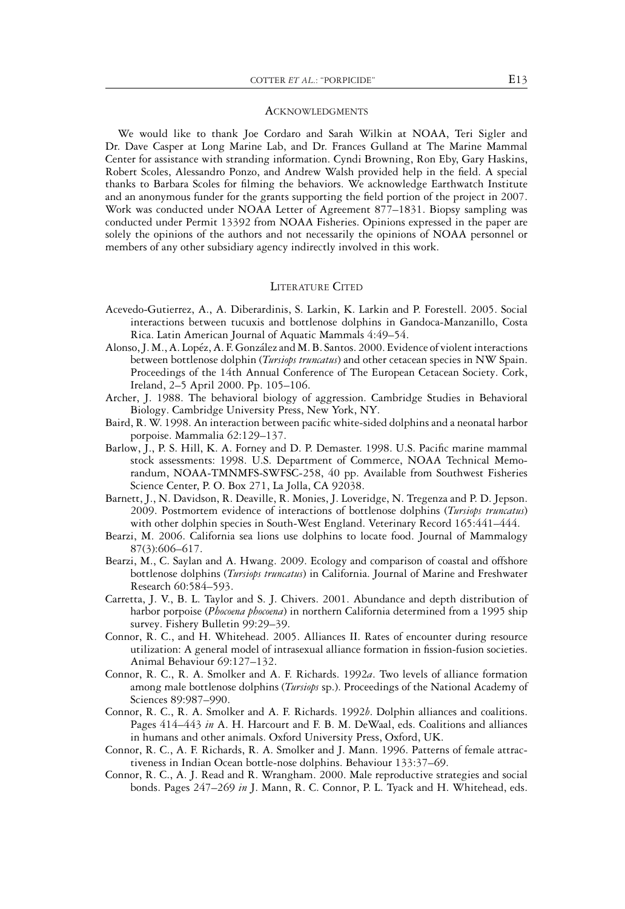## Acknowledgments

We would like to thank Joe Cordaro and Sarah Wilkin at NOAA, Teri Sigler and Dr. Dave Casper at Long Marine Lab, and Dr. Frances Gulland at The Marine Mammal Center for assistance with stranding information. Cyndi Browning, Ron Eby, Gary Haskins, Robert Scoles, Alessandro Ponzo, and Andrew Walsh provided help in the field. A special thanks to Barbara Scoles for filming the behaviors. We acknowledge Earthwatch Institute and an anonymous funder for the grants supporting the field portion of the project in 2007. Work was conducted under NOAA Letter of Agreement 877–1831. Biopsy sampling was conducted under Permit 13392 from NOAA Fisheries. Opinions expressed in the paper are solely the opinions of the authors and not necessarily the opinions of NOAA personnel or members of any other subsidiary agency indirectly involved in this work.

## Literature Cited

Acevedo-Gutierrez, A., A. Diberardinis, S. Larkin, K. Larkin and P. Forestell. 2005. Social interactions between tucuxis and bottlenose dolphins in Gandoca-Manzanillo, Costa Rica. Latin American Journal of Aquatic Mammals 4:49–54.

Alonso, J. M., A. Lopéz, A. F. González and M. B. Santos. 2000. Evidence of violent interactions between bottlenose dolphin (*Tursiops truncatus*) and other cetacean species in NW Spain. Proceedings of the 14th Annual Conference of The European Cetacean Society. Cork, Ireland, 2–5 April 2000. Pp. 105–106.

Archer, J. 1988. The behavioral biology of aggression. Cambridge Studies in Behavioral Biology. Cambridge University Press, New York, NY.

Baird, R. W. 1998. An interaction between pacific white-sided dolphins and a neonatal harbor porpoise. Mammalia 62:129–137.

Barlow, J., P. S. Hill, K. A. Forney and D. P. Demaster. 1998. U.S. Pacific marine mammal stock assessments: 1998. U.S. Department of Commerce, NOAA Technical Memorandum, NOAA-TMNMFS-SWFSC-258, 40 pp. Available from Southwest Fisheries Science Center, P. O. Box 271, La Jolla, CA 92038.

Barnett, J., N. Davidson, R. Deaville, R. Monies, J. Loveridge, N. Tregenza and P. D. Jepson. 2009. Postmortem evidence of interactions of bottlenose dolphins (*Tursiops truncatus*) with other dolphin species in South-West England. Veterinary Record 165:441–444.

Bearzi, M. 2006. California sea lions use dolphins to locate food. Journal of Mammalogy 87(3):606–617.

Bearzi, M., C. Saylan and A. Hwang. 2009. Ecology and comparison of coastal and offshore bottlenose dolphins (*Tursiops truncatus*) in California. Journal of Marine and Freshwater Research 60:584–593.

Carretta, J. V., B. L. Taylor and S. J. Chivers. 2001. Abundance and depth distribution of harbor porpoise (*Phocoena phocoena*) in northern California determined from a 1995 ship survey. Fishery Bulletin 99:29–39.

Connor, R. C., and H. Whitehead. 2005. Alliances II. Rates of encounter during resource utilization: A general model of intrasexual alliance formation in fission-fusion societies. Animal Behaviour 69:127–132.

Connor, R. C., R. A. Smolker and A. F. Richards. 1992*a*. Two levels of alliance formation among male bottlenose dolphins (*Tursiops* sp.). Proceedings of the National Academy of Sciences 89:987–990.

Connor, R. C., R. A. Smolker and A. F. Richards. 1992*b*. Dolphin alliances and coalitions. Pages 414–443 *in* A. H. Harcourt and F. B. M. DeWaal, eds. Coalitions and alliances in humans and other animals. Oxford University Press, Oxford, UK.

Connor, R. C., A. F. Richards, R. A. Smolker and J. Mann. 1996. Patterns of female attractiveness in Indian Ocean bottle-nose dolphins. Behaviour 133:37–69.

Connor, R. C., A. J. Read and R. Wrangham. 2000. Male reproductive strategies and social bonds. Pages 247–269 *in* J. Mann, R. C. Connor, P. L. Tyack and H. Whitehead, eds.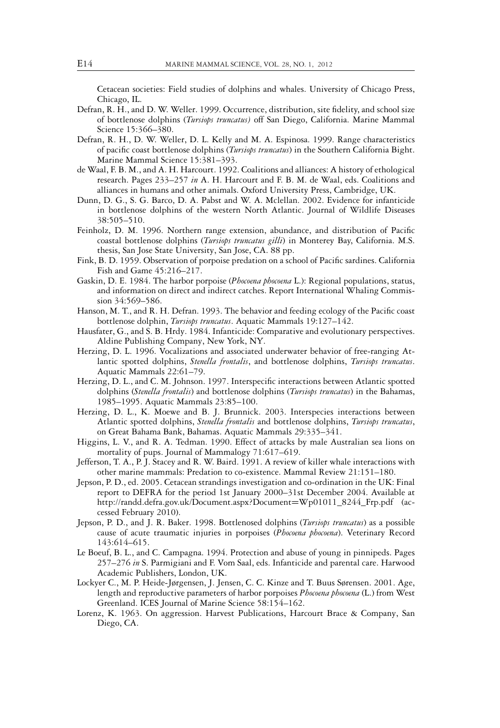Cetacean societies: Field studies of dolphins and whales. University of Chicago Press, Chicago, IL.

Defran, R. H., and D. W. Weller. 1999. Occurrence, distribution, site fidelity, and school size of bottlenose dolphins (*Tursiops truncatus)* off San Diego, California. Marine Mammal Science 15:366–380.

Defran, R. H., D. W. Weller, D. L. Kelly and M. A. Espinosa. 1999. Range characteristics of pacific coast bottlenose dolphins (*Tursiops truncatus*) in the Southern California Bight. Marine Mammal Science 15:381–393.

de Waal, F. B. M., and A. H. Harcourt. 1992. Coalitions and alliances: A history of ethological research. Pages 233–257 *in* A. H. Harcourt and F. B. M. de Waal, eds. Coalitions and alliances in humans and other animals. Oxford University Press, Cambridge, UK.

Dunn, D. G., S. G. Barco, D. A. Pabst and W. A. Mclellan. 2002. Evidence for infanticide in bottlenose dolphins of the western North Atlantic. Journal of Wildlife Diseases 38:505–510.

Feinholz, D. M. 1996. Northern range extension, abundance, and distribution of Pacific coastal bottlenose dolphins (*Tursiops truncatus gilli*) in Monterey Bay, California. M.S. thesis, San Jose State University, San Jose, CA. 88 pp.

Fink, B. D. 1959. Observation of porpoise predation on a school of Pacific sardines. California Fish and Game 45:216–217.

Gaskin, D. E. 1984. The harbor porpoise (*Phocoena phocoena* L.): Regional populations, status, and information on direct and indirect catches. Report International Whaling Commission 34:569–586.

Hanson, M. T., and R. H. Defran. 1993. The behavior and feeding ecology of the Pacific coast bottlenose dolphin, *Tursiops truncatus*. Aquatic Mammals 19:127–142.

Hausfater, G., and S. B. Hrdy. 1984. Infanticide: Comparative and evolutionary perspectives. Aldine Publishing Company, New York, NY.

Herzing, D. L. 1996. Vocalizations and associated underwater behavior of free-ranging Atlantic spotted dolphins, *Stenella frontalis*, and bottlenose dolphins, *Tursiops truncatus*. Aquatic Mammals 22:61–79.

Herzing, D. L., and C. M. Johnson. 1997. Interspecific interactions between Atlantic spotted dolphins (*Stenella frontalis*) and bottlenose dolphins (*Tursiops truncatus*) in the Bahamas, 1985–1995. Aquatic Mammals 23:85–100.

Herzing, D. L., K. Moewe and B. J. Brunnick. 2003. Interspecies interactions between Atlantic spotted dolphins, *Stenella frontalis* and bottlenose dolphins, *Tursiops truncatus*, on Great Bahama Bank, Bahamas. Aquatic Mammals 29:335–341.

Higgins, L. V., and R. A. Tedman. 1990. Effect of attacks by male Australian sea lions on mortality of pups. Journal of Mammalogy 71:617–619.

Jefferson, T. A., P. J. Stacey and R. W. Baird. 1991. A review of killer whale interactions with other marine mammals: Predation to co-existence. Mammal Review 21:151–180.

Jepson, P. D., ed. 2005. Cetacean strandings investigation and co-ordination in the UK: Final report to DEFRA for the period 1st January 2000–31st December 2004. Available at http://randd.defra.gov.uk/Document.aspx?Document=Wp01011_8244_Frp.pdf (accessed February 2010).

Jepson, P. D., and J. R. Baker. 1998. Bottlenosed dolphins (*Tursiops truncatus*) as a possible cause of acute traumatic injuries in porpoises (*Phocoena phocoena*). Veterinary Record 143:614–615.

Le Boeuf, B. L., and C. Campagna. 1994. Protection and abuse of young in pinnipeds. Pages 257–276 *in* S. Parmigiani and F. Vom Saal, eds. Infanticide and parental care. Harwood Academic Publishers, London, UK.

Lockyer C., M. P. Heide-Jørgensen, J. Jensen, C. C. Kinze and T. Buus Sørensen. 2001. Age, length and reproductive parameters of harbor porpoises *Phocoena phocoena* (L.) from West Greenland. ICES Journal of Marine Science 58:154–162.

Lorenz, K. 1963. On aggression. Harvest Publications, Harcourt Brace & Company, San Diego, CA.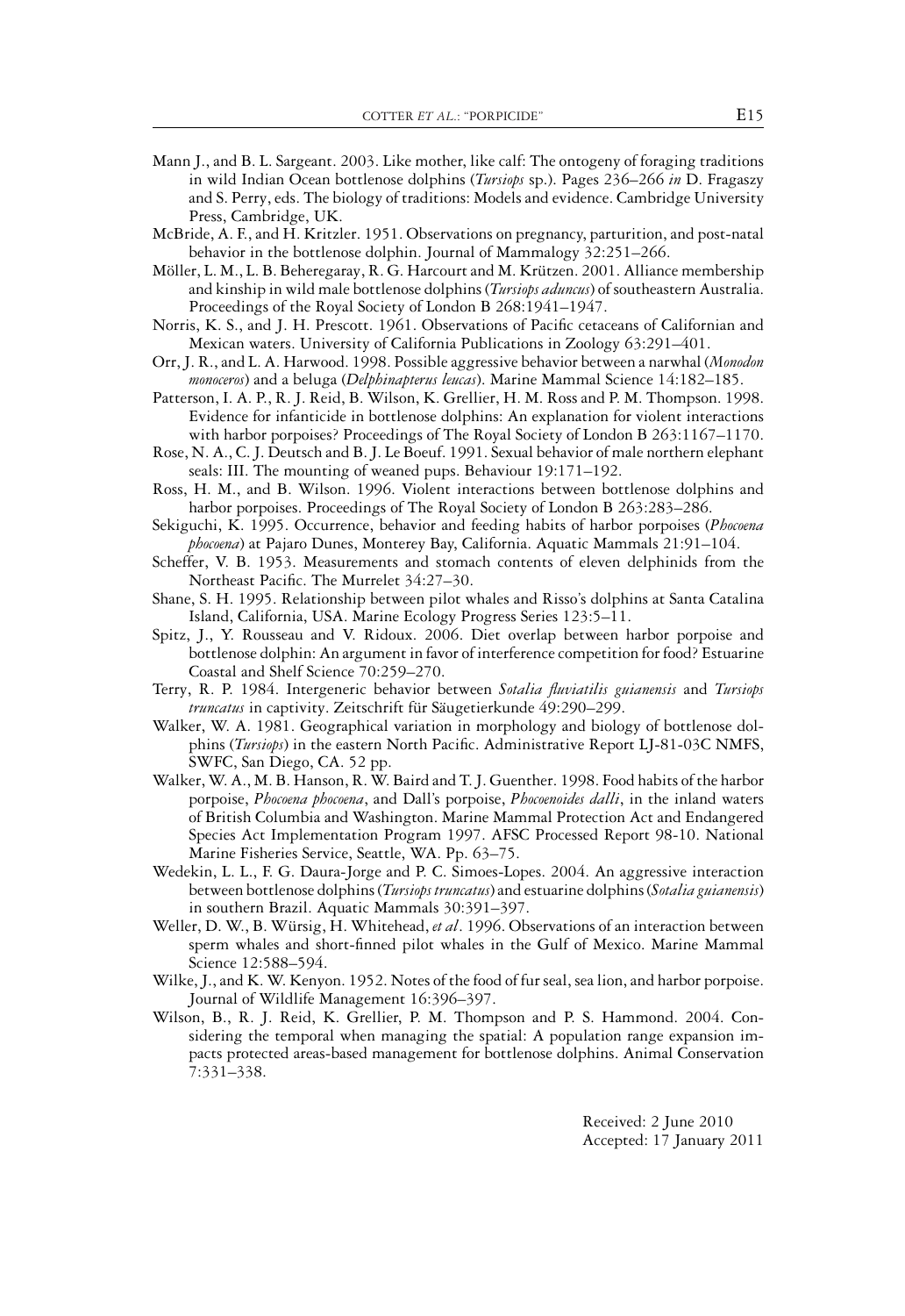Mann J., and B. L. Sargeant. 2003. Like mother, like calf: The ontogeny of foraging traditions in wild Indian Ocean bottlenose dolphins (*Tursiops* sp.). Pages 236–266 *in* D. Fragaszy and S. Perry, eds. The biology of traditions: Models and evidence. Cambridge University Press, Cambridge, UK.

McBride, A. F., and H. Kritzler. 1951. Observations on pregnancy, parturition, and post-natal behavior in the bottlenose dolphin. Journal of Mammalogy 32:251–266.

Möller, L. M., L. B. Beheregaray, R. G. Harcourt and M. Krützen. 2001. Alliance membership and kinship in wild male bottlenose dolphins (*Tursiops aduncus*) of southeastern Australia. Proceedings of the Royal Society of London B 268:1941–1947.

Norris, K. S., and J. H. Prescott. 1961. Observations of Pacific cetaceans of Californian and Mexican waters. University of California Publications in Zoology 63:291–401.

Orr, J. R., and L. A. Harwood. 1998. Possible aggressive behavior between a narwhal (*Monodon monoceros*) and a beluga (*Delphinapterus leucas*). Marine Mammal Science 14:182–185.

Patterson, I. A. P., R. J. Reid, B. Wilson, K. Grellier, H. M. Ross and P. M. Thompson. 1998. Evidence for infanticide in bottlenose dolphins: An explanation for violent interactions with harbor porpoises? Proceedings of The Royal Society of London B 263:1167–1170.

Rose, N. A., C. J. Deutsch and B. J. Le Boeuf. 1991. Sexual behavior of male northern elephant seals: III. The mounting of weaned pups. Behaviour 19:171–192.

Ross, H. M., and B. Wilson. 1996. Violent interactions between bottlenose dolphins and harbor porpoises. Proceedings of The Royal Society of London B 263:283–286.

Sekiguchi, K. 1995. Occurrence, behavior and feeding habits of harbor porpoises (*Phocoena phocoena*) at Pajaro Dunes, Monterey Bay, California. Aquatic Mammals 21:91–104.

Scheffer, V. B. 1953. Measurements and stomach contents of eleven delphinids from the Northeast Pacific. The Murrelet 34:27–30.

Shane, S. H. 1995. Relationship between pilot whales and Risso's dolphins at Santa Catalina Island, California, USA. Marine Ecology Progress Series 123:5–11.

Spitz, J., Y. Rousseau and V. Ridoux. 2006. Diet overlap between harbor porpoise and bottlenose dolphin: An argument in favor of interference competition for food? Estuarine Coastal and Shelf Science 70:259–270.

Terry, R. P. 1984. Intergeneric behavior between *Sotalia fluviatilis guianensis* and *Tursiops truncatus* in captivity. Zeitschrift für Säugetierkunde 49:290–299.

Walker, W. A. 1981. Geographical variation in morphology and biology of bottlenose dolphins (*Tursiops*) in the eastern North Pacific. Administrative Report LJ-81-03C NMFS, SWFC, San Diego, CA. 52 pp.

Walker, W. A., M. B. Hanson, R. W. Baird and T. J. Guenther. 1998. Food habits of the harbor porpoise, *Phocoena phocoena*, and Dall's porpoise, *Phocoenoides dalli*, in the inland waters of British Columbia and Washington. Marine Mammal Protection Act and Endangered Species Act Implementation Program 1997. AFSC Processed Report 98-10. National Marine Fisheries Service, Seattle, WA. Pp. 63–75.

Wedekin, L. L., F. G. Daura-Jorge and P. C. Simoes-Lopes. 2004. An aggressive interaction between bottlenose dolphins (*Tursiops truncatus*) and estuarine dolphins (*Sotalia guianensis*) in southern Brazil. Aquatic Mammals 30:391–397.

Weller, D. W., B. Würsig, H. Whitehead, *et al*. 1996. Observations of an interaction between sperm whales and short-finned pilot whales in the Gulf of Mexico. Marine Mammal Science 12:588–594.

Wilke, J., and K. W. Kenyon. 1952. Notes of the food of fur seal, sea lion, and harbor porpoise. Journal of Wildlife Management 16:396–397.

Wilson, B., R. J. Reid, K. Grellier, P. M. Thompson and P. S. Hammond. 2004. Considering the temporal when managing the spatial: A population range expansion impacts protected areas-based management for bottlenose dolphins. Animal Conservation 7:331–338.

Received: 2 June 2010
Accepted: 17 January 2011